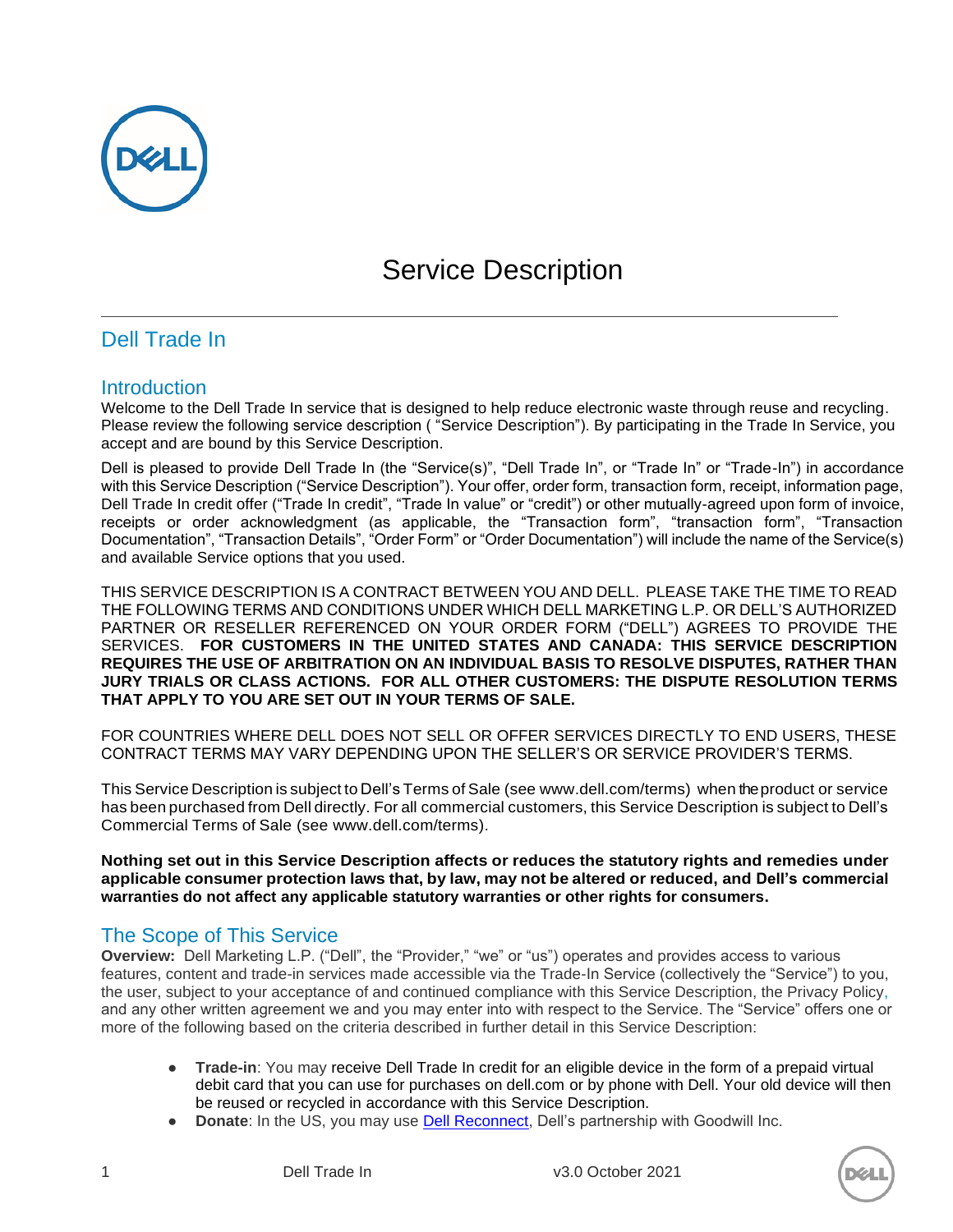# Service Description

## Dell Trade In

### Introduction

Welcome to the Dell Trade In service that is designed to help reduce electronic waste through reuse and recycling. Please review the following service description ( "Service Description"). By participating in the Trade In Service, you accept and are bound by this Service Description.

Dell is pleased to provide Dell Trade In (the "Service(s)", "Dell Trade In", or "Trade In" or "Trade-In") in accordance with this Service Description ("Service Description"). Your offer, order form, transaction form, receipt, information page, Dell Trade In credit offer ("Trade In credit", "Trade In value" or "credit") or other mutually-agreed upon form of invoice, receipts or order acknowledgment (as applicable, the "Transaction form", "transaction form", "Transaction Documentation", "Transaction Details", "Order Form" or "Order Documentation") will include the name of the Service(s) and available Service options that you used.

THIS SERVICE DESCRIPTION IS A CONTRACT BETWEEN YOU AND DELL. PLEASE TAKE THE TIME TO READ THE FOLLOWING TERMS AND CONDITIONS UNDER WHICH DELL MARKETING L.P. OR DELL'S AUTHORIZED PARTNER OR RESELLER REFERENCED ON YOUR ORDER FORM ("DELL") AGREES TO PROVIDE THE SERVICES. **FOR CUSTOMERS IN THE UNITED STATES AND CANADA: THIS SERVICE DESCRIPTION REQUIRES THE USE OF ARBITRATION ON AN INDIVIDUAL BASIS TO RESOLVE DISPUTES, RATHER THAN JURY TRIALS OR CLASS ACTIONS. FOR ALL OTHER CUSTOMERS: THE DISPUTE RESOLUTION TERMS THAT APPLY TO YOU ARE SET OUT IN YOUR TERMS OF SALE.**

FOR COUNTRIES WHERE DELL DOES NOT SELL OR OFFER SERVICES DIRECTLY TO END USERS, THESE CONTRACT TERMS MAY VARY DEPENDING UPON THE SELLER'S OR SERVICE PROVIDER'S TERMS.

This Service Description is subject to Dell's Terms of Sale (see www.dell.com/terms) when the product or service has been purchased from Dell directly. For all commercial customers, this Service Description is subject to Dell's Commercial Terms of Sale (see www.dell.com/terms).

**Nothing set out in this Service Description affects or reduces the statutory rights and remedies under applicable consumer protection laws that, by law, may not be altered or reduced, and Dell's commercial warranties do not affect any applicable statutory warranties or other rights for consumers.**

### The Scope of This Service

**Overview:** Dell Marketing L.P. ("Dell", the "Provider," "we" or "us") operates and provides access to various features, content and trade-in services made accessible via the Trade-In Service (collectively the "Service") to you, the user, subject to your acceptance of and continued compliance with this Service Description, the Privacy Policy, and any other written agreement we and you may enter into with respect to the Service. The "Service" offers one or more of the following based on the criteria described in further detail in this Service Description:

- **Trade-in**: You may receive Dell Trade In credit for an eligible device in the form of a prepaid virtual debit card that you can use for purchases on dell.com or by phone with Dell. Your old device will then be reused or recycled in accordance with this Service Description.
- **Donate**: In the US, you may use Dell Reconnect, Dell's partnership with Goodwill Inc.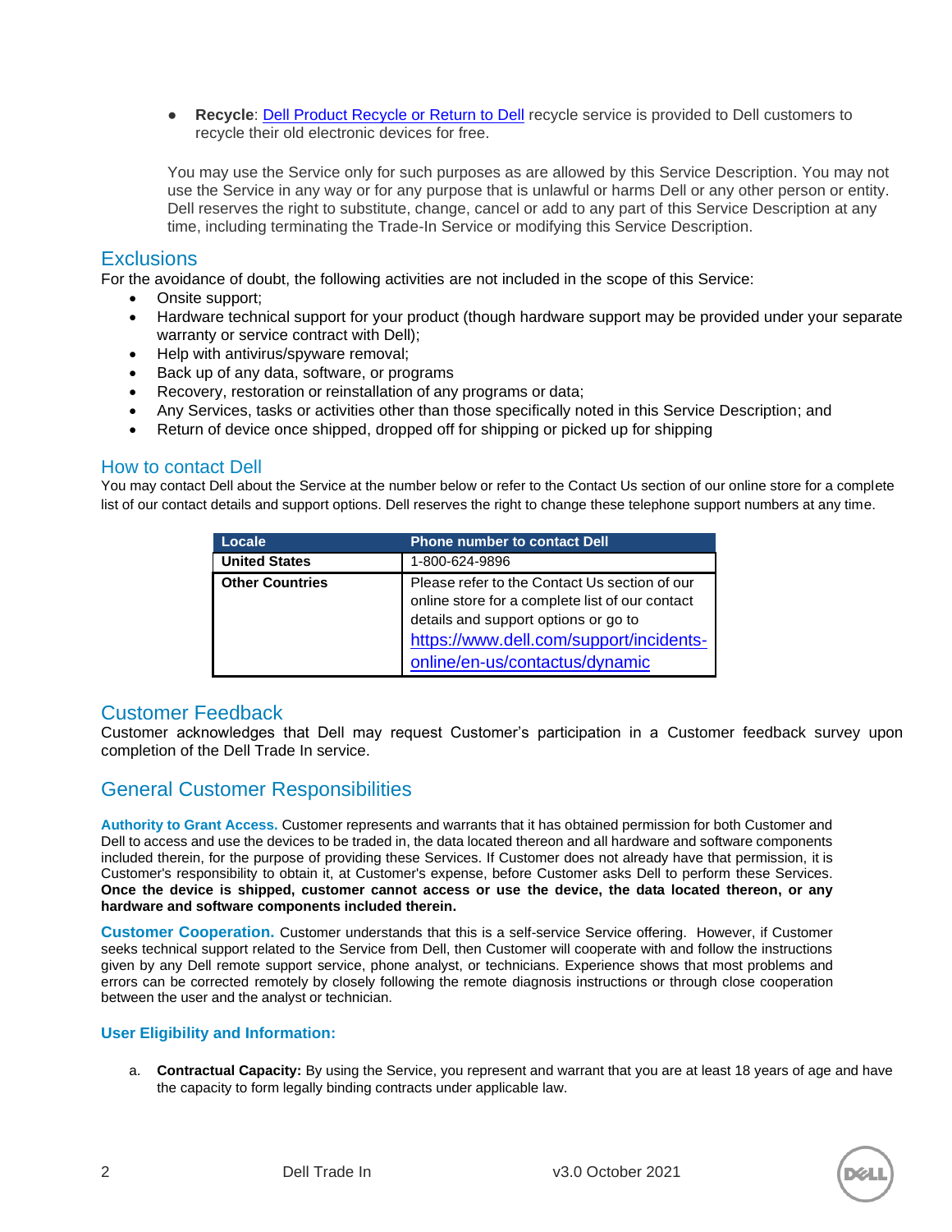- **Recycle**: [Dell Product Recycle or Return to Dell](#) recycle service is provided to Dell customers to recycle their old electronic devices for free.

You may use the Service only for such purposes as are allowed by this Service Description. You may not use the Service in any way or for any purpose that is unlawful or harms Dell or any other person or entity. Dell reserves the right to substitute, change, cancel or add to any part of this Service Description at any time, including terminating the Trade-In Service or modifying this Service Description.

## Exclusions

For the avoidance of doubt, the following activities are not included in the scope of this Service:

- Onsite support;
- Hardware technical support for your product (though hardware support may be provided under your separate warranty or service contract with Dell);
- Help with antivirus/spyware removal;
- Back up of any data, software, or programs
- Recovery, restoration or reinstallation of any programs or data;
- Any Services, tasks or activities other than those specifically noted in this Service Description; and
- Return of device once shipped, dropped off for shipping or picked up for shipping

## How to contact Dell

You may contact Dell about the Service at the number below or refer to the Contact Us section of our online store for a complete list of our contact details and support options. Dell reserves the right to change these telephone support numbers at any time.

| Locale | Phone number to contact Dell |
|---|---|
| **United States** | 1-800-624-9896 |
| **Other Countries** | Please refer to the Contact Us section of our online store for a complete list of our contact details and support options or go to https://www.dell.com/support/incidents-online/en-us/contactus/dynamic |

## Customer Feedback

Customer acknowledges that Dell may request Customer's participation in a Customer feedback survey upon completion of the Dell Trade In service.

## General Customer Responsibilities

**Authority to Grant Access.** Customer represents and warrants that it has obtained permission for both Customer and Dell to access and use the devices to be traded in, the data located thereon and all hardware and software components included therein, for the purpose of providing these Services. If Customer does not already have that permission, it is Customer's responsibility to obtain it, at Customer's expense, before Customer asks Dell to perform these Services. **Once the device is shipped, customer cannot access or use the device, the data located thereon, or any hardware and software components included therein.**

**Customer Cooperation.** Customer understands that this is a self-service Service offering. However, if Customer seeks technical support related to the Service from Dell, then Customer will cooperate with and follow the instructions given by any Dell remote support service, phone analyst, or technicians. Experience shows that most problems and errors can be corrected remotely by closely following the remote diagnosis instructions or through close cooperation between the user and the analyst or technician.

**User Eligibility and Information:**

a. **Contractual Capacity:** By using the Service, you represent and warrant that you are at least 18 years of age and have the capacity to form legally binding contracts under applicable law.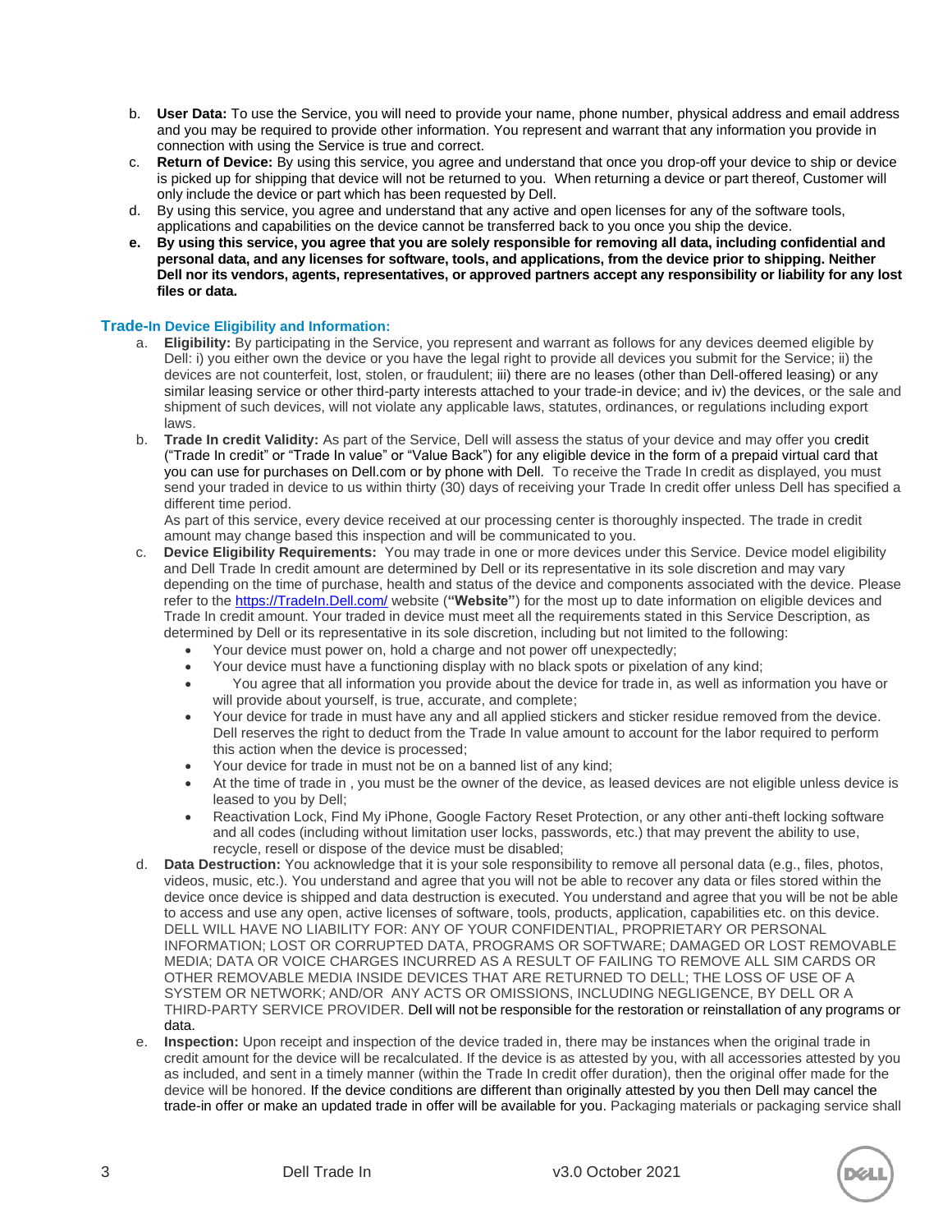b. **User Data:** To use the Service, you will need to provide your name, phone number, physical address and email address and you may be required to provide other information. You represent and warrant that any information you provide in connection with using the Service is true and correct.

c. **Return of Device:** By using this service, you agree and understand that once you drop-off your device to ship or device is picked up for shipping that device will not be returned to you. When returning a device or part thereof, Customer will only include the device or part which has been requested by Dell.

d. By using this service, you agree and understand that any active and open licenses for any of the software tools, applications and capabilities on the device cannot be transferred back to you once you ship the device.

e. **By using this service, you agree that you are solely responsible for removing all data, including confidential and personal data, and any licenses for software, tools, and applications, from the device prior to shipping. Neither Dell nor its vendors, agents, representatives, or approved partners accept any responsibility or liability for any lost files or data.**

## Trade-In Device Eligibility and Information:

a. **Eligibility:** By participating in the Service, you represent and warrant as follows for any devices deemed eligible by Dell: i) you either own the device or you have the legal right to provide all devices you submit for the Service; ii) the devices are not counterfeit, lost, stolen, or fraudulent; iii) there are no leases (other than Dell-offered leasing) or any similar leasing service or other third-party interests attached to your trade-in device; and iv) the devices, or the sale and shipment of such devices, will not violate any applicable laws, statutes, ordinances, or regulations including export laws.

b. **Trade In credit Validity:** As part of the Service, Dell will assess the status of your device and may offer you credit ("Trade In credit" or "Trade In value" or "Value Back") for any eligible device in the form of a prepaid virtual card that you can use for purchases on Dell.com or by phone with Dell. To receive the Trade In credit as displayed, you must send your traded in device to us within thirty (30) days of receiving your Trade In credit offer unless Dell has specified a different time period.

   As part of this service, every device received at our processing center is thoroughly inspected. The trade in credit amount may change based this inspection and will be communicated to you.

c. **Device Eligibility Requirements:** You may trade in one or more devices under this Service. Device model eligibility and Dell Trade In credit amount are determined by Dell or its representative in its sole discretion and may vary depending on the time of purchase, health and status of the device and components associated with the device. Please refer to the https://TradeIn.Dell.com/ website (**"Website"**) for the most up to date information on eligible devices and Trade In credit amount. Your traded in device must meet all the requirements stated in this Service Description, as determined by Dell or its representative in its sole discretion, including but not limited to the following:
   - Your device must power on, hold a charge and not power off unexpectedly;
   - Your device must have a functioning display with no black spots or pixelation of any kind;
   - You agree that all information you provide about the device for trade in, as well as information you have or will provide about yourself, is true, accurate, and complete;
   - Your device for trade in must have any and all applied stickers and sticker residue removed from the device. Dell reserves the right to deduct from the Trade In value amount to account for the labor required to perform this action when the device is processed;
   - Your device for trade in must not be on a banned list of any kind;
   - At the time of trade in , you must be the owner of the device, as leased devices are not eligible unless device is leased to you by Dell;
   - Reactivation Lock, Find My iPhone, Google Factory Reset Protection, or any other anti-theft locking software and all codes (including without limitation user locks, passwords, etc.) that may prevent the ability to use, recycle, resell or dispose of the device must be disabled;

d. **Data Destruction:** You acknowledge that it is your sole responsibility to remove all personal data (e.g., files, photos, videos, music, etc.). You understand and agree that you will not be able to recover any data or files stored within the device once device is shipped and data destruction is executed. You understand and agree that you will be not be able to access and use any open, active licenses of software, tools, products, application, capabilities etc. on this device. DELL WILL HAVE NO LIABILITY FOR: ANY OF YOUR CONFIDENTIAL, PROPRIETARY OR PERSONAL INFORMATION; LOST OR CORRUPTED DATA, PROGRAMS OR SOFTWARE; DAMAGED OR LOST REMOVABLE MEDIA; DATA OR VOICE CHARGES INCURRED AS A RESULT OF FAILING TO REMOVE ALL SIM CARDS OR OTHER REMOVABLE MEDIA INSIDE DEVICES THAT ARE RETURNED TO DELL; THE LOSS OF USE OF A SYSTEM OR NETWORK; AND/OR ANY ACTS OR OMISSIONS, INCLUDING NEGLIGENCE, BY DELL OR A THIRD-PARTY SERVICE PROVIDER. Dell will not be responsible for the restoration or reinstallation of any programs or data.

e. **Inspection:** Upon receipt and inspection of the device traded in, there may be instances when the original trade in credit amount for the device will be recalculated. If the device is as attested by you, with all accessories attested by you as included, and sent in a timely manner (within the Trade In credit offer duration), then the original offer made for the device will be honored. If the device conditions are different than originally attested by you then Dell may cancel the trade-in offer or make an updated trade in offer will be available for you. Packaging materials or packaging service shall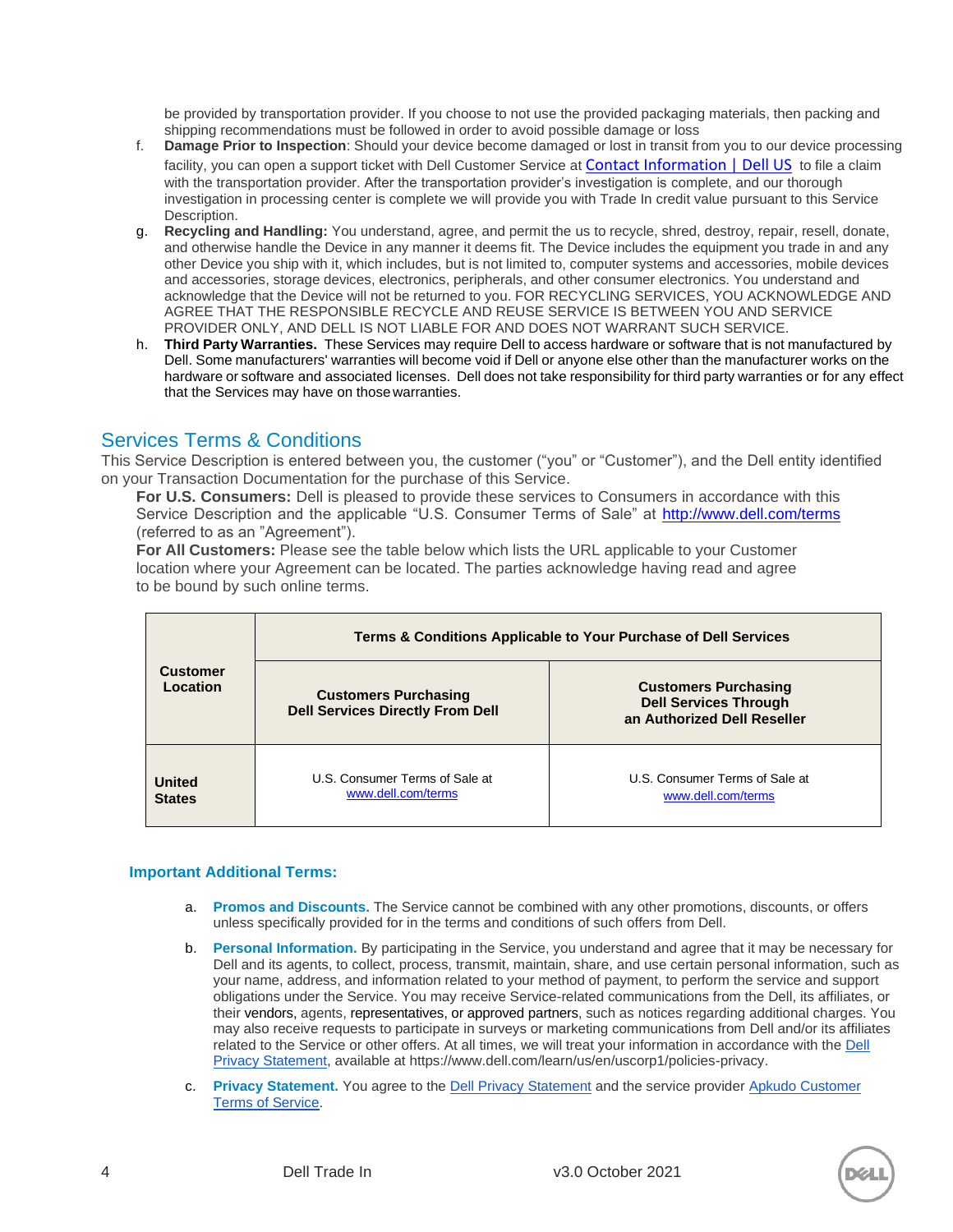be provided by transportation provider. If you choose to not use the provided packaging materials, then packing and shipping recommendations must be followed in order to avoid possible damage or loss

f. **Damage Prior to Inspection**: Should your device become damaged or lost in transit from you to our device processing facility, you can open a support ticket with Dell Customer Service at [Contact Information | Dell US](Contact Information | Dell US) to file a claim with the transportation provider. After the transportation provider's investigation is complete, and our thorough investigation in processing center is complete we will provide you with Trade In credit value pursuant to this Service Description.

g. **Recycling and Handling:** You understand, agree, and permit the us to recycle, shred, destroy, repair, resell, donate, and otherwise handle the Device in any manner it deems fit. The Device includes the equipment you trade in and any other Device you ship with it, which includes, but is not limited to, computer systems and accessories, mobile devices and accessories, storage devices, electronics, peripherals, and other consumer electronics. You understand and acknowledge that the Device will not be returned to you. FOR RECYCLING SERVICES, YOU ACKNOWLEDGE AND AGREE THAT THE RESPONSIBLE RECYCLE AND REUSE SERVICE IS BETWEEN YOU AND SERVICE PROVIDER ONLY, AND DELL IS NOT LIABLE FOR AND DOES NOT WARRANT SUCH SERVICE.

h. **Third Party Warranties.** These Services may require Dell to access hardware or software that is not manufactured by Dell. Some manufacturers' warranties will become void if Dell or anyone else other than the manufacturer works on the hardware or software and associated licenses. Dell does not take responsibility for third party warranties or for any effect that the Services may have on those warranties.

## Services Terms & Conditions

This Service Description is entered between you, the customer ("you" or "Customer"), and the Dell entity identified on your Transaction Documentation for the purchase of this Service.

**For U.S. Consumers:** Dell is pleased to provide these services to Consumers in accordance with this Service Description and the applicable "U.S. Consumer Terms of Sale" at http://www.dell.com/terms (referred to as an "Agreement").

**For All Customers:** Please see the table below which lists the URL applicable to your Customer location where your Agreement can be located. The parties acknowledge having read and agree to be bound by such online terms.

| Customer Location | Terms & Conditions Applicable to Your Purchase of Dell Services | |
|---|---|---|
| | **Customers Purchasing Dell Services Directly From Dell** | **Customers Purchasing Dell Services Through an Authorized Dell Reseller** |
| **United States** | U.S. Consumer Terms of Sale at www.dell.com/terms | U.S. Consumer Terms of Sale at www.dell.com/terms |

### Important Additional Terms:

a. **Promos and Discounts.** The Service cannot be combined with any other promotions, discounts, or offers unless specifically provided for in the terms and conditions of such offers from Dell.

b. **Personal Information.** By participating in the Service, you understand and agree that it may be necessary for Dell and its agents, to collect, process, transmit, maintain, share, and use certain personal information, such as your name, address, and information related to your method of payment, to perform the service and support obligations under the Service. You may receive Service-related communications from the Dell, its affiliates, or their vendors, agents, representatives, or approved partners, such as notices regarding additional charges. You may also receive requests to participate in surveys or marketing communications from Dell and/or its affiliates related to the Service or other offers. At all times, we will treat your information in accordance with the Dell Privacy Statement, available at https://www.dell.com/learn/us/en/uscorp1/policies-privacy.

c. **Privacy Statement.** You agree to the Dell Privacy Statement and the service provider Apkudo Customer Terms of Service.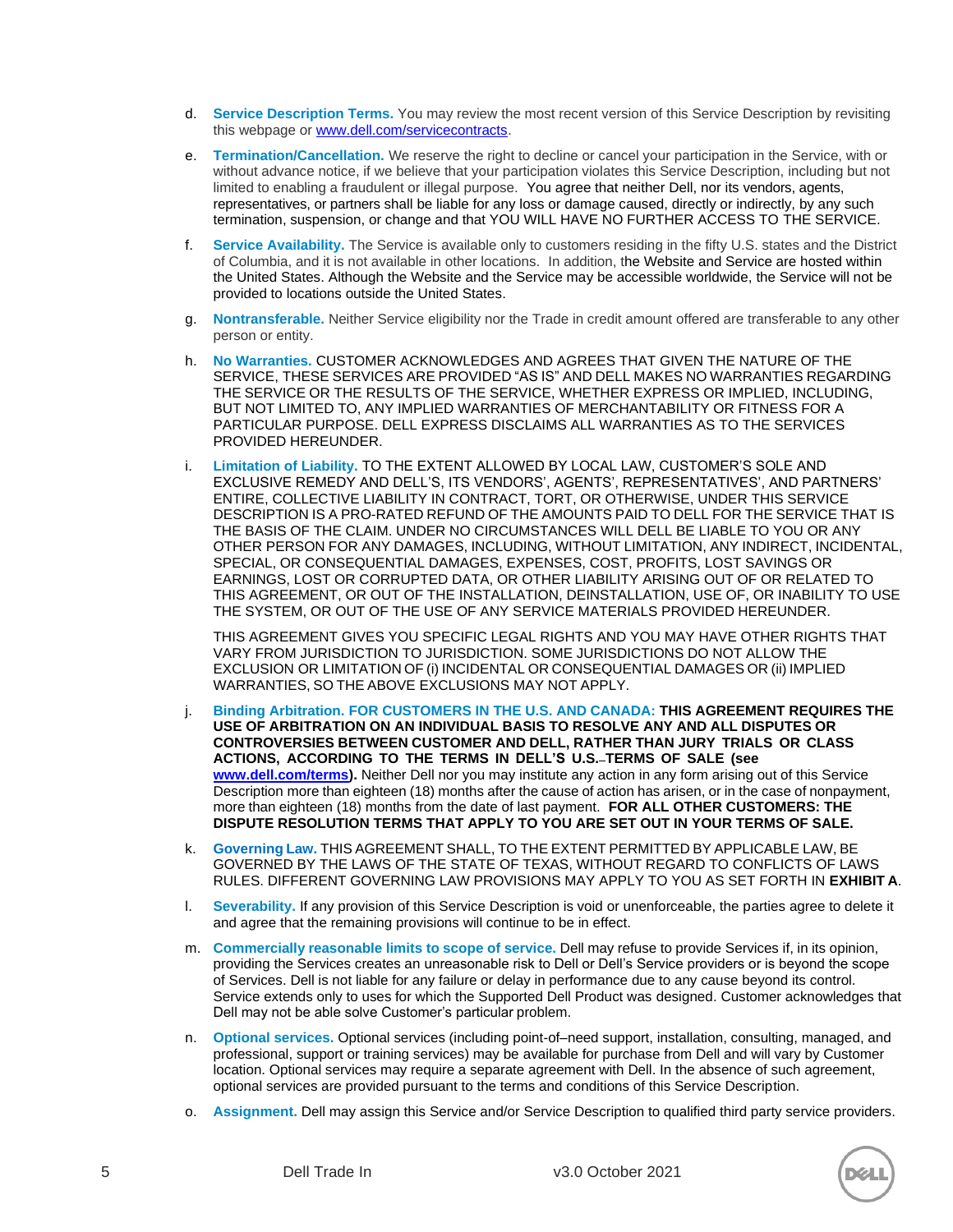d. **Service Description Terms.** You may review the most recent version of this Service Description by revisiting this webpage or www.dell.com/servicecontracts.

e. **Termination/Cancellation.** We reserve the right to decline or cancel your participation in the Service, with or without advance notice, if we believe that your participation violates this Service Description, including but not limited to enabling a fraudulent or illegal purpose. You agree that neither Dell, nor its vendors, agents, representatives, or partners shall be liable for any loss or damage caused, directly or indirectly, by any such termination, suspension, or change and that YOU WILL HAVE NO FURTHER ACCESS TO THE SERVICE.

f. **Service Availability.** The Service is available only to customers residing in the fifty U.S. states and the District of Columbia, and it is not available in other locations. In addition, the Website and Service are hosted within the United States. Although the Website and the Service may be accessible worldwide, the Service will not be provided to locations outside the United States.

g. **Nontransferable.** Neither Service eligibility nor the Trade in credit amount offered are transferable to any other person or entity.

h. **No Warranties.** CUSTOMER ACKNOWLEDGES AND AGREES THAT GIVEN THE NATURE OF THE SERVICE, THESE SERVICES ARE PROVIDED "AS IS" AND DELL MAKES NO WARRANTIES REGARDING THE SERVICE OR THE RESULTS OF THE SERVICE, WHETHER EXPRESS OR IMPLIED, INCLUDING, BUT NOT LIMITED TO, ANY IMPLIED WARRANTIES OF MERCHANTABILITY OR FITNESS FOR A PARTICULAR PURPOSE. DELL EXPRESS DISCLAIMS ALL WARRANTIES AS TO THE SERVICES PROVIDED HEREUNDER.

i. **Limitation of Liability.** TO THE EXTENT ALLOWED BY LOCAL LAW, CUSTOMER'S SOLE AND EXCLUSIVE REMEDY AND DELL'S, ITS VENDORS', AGENTS', REPRESENTATIVES', AND PARTNERS' ENTIRE, COLLECTIVE LIABILITY IN CONTRACT, TORT, OR OTHERWISE, UNDER THIS SERVICE DESCRIPTION IS A PRO-RATED REFUND OF THE AMOUNTS PAID TO DELL FOR THE SERVICE THAT IS THE BASIS OF THE CLAIM. UNDER NO CIRCUMSTANCES WILL DELL BE LIABLE TO YOU OR ANY OTHER PERSON FOR ANY DAMAGES, INCLUDING, WITHOUT LIMITATION, ANY INDIRECT, INCIDENTAL, SPECIAL, OR CONSEQUENTIAL DAMAGES, EXPENSES, COST, PROFITS, LOST SAVINGS OR EARNINGS, LOST OR CORRUPTED DATA, OR OTHER LIABILITY ARISING OUT OF OR RELATED TO THIS AGREEMENT, OR OUT OF THE INSTALLATION, DEINSTALLATION, USE OF, OR INABILITY TO USE THE SYSTEM, OR OUT OF THE USE OF ANY SERVICE MATERIALS PROVIDED HEREUNDER.

   THIS AGREEMENT GIVES YOU SPECIFIC LEGAL RIGHTS AND YOU MAY HAVE OTHER RIGHTS THAT VARY FROM JURISDICTION TO JURISDICTION. SOME JURISDICTIONS DO NOT ALLOW THE EXCLUSION OR LIMITATION OF (i) INCIDENTAL OR CONSEQUENTIAL DAMAGES OR (ii) IMPLIED WARRANTIES, SO THE ABOVE EXCLUSIONS MAY NOT APPLY.

j. **Binding Arbitration. FOR CUSTOMERS IN THE U.S. AND CANADA: THIS AGREEMENT REQUIRES THE USE OF ARBITRATION ON AN INDIVIDUAL BASIS TO RESOLVE ANY AND ALL DISPUTES OR CONTROVERSIES BETWEEN CUSTOMER AND DELL, RATHER THAN JURY TRIALS OR CLASS ACTIONS, ACCORDING TO THE TERMS IN DELL'S U.S. TERMS OF SALE (see www.dell.com/terms).** Neither Dell nor you may institute any action in any form arising out of this Service Description more than eighteen (18) months after the cause of action has arisen, or in the case of nonpayment, more than eighteen (18) months from the date of last payment. **FOR ALL OTHER CUSTOMERS: THE DISPUTE RESOLUTION TERMS THAT APPLY TO YOU ARE SET OUT IN YOUR TERMS OF SALE.**

k. **Governing Law.** THIS AGREEMENT SHALL, TO THE EXTENT PERMITTED BY APPLICABLE LAW, BE GOVERNED BY THE LAWS OF THE STATE OF TEXAS, WITHOUT REGARD TO CONFLICTS OF LAWS RULES. DIFFERENT GOVERNING LAW PROVISIONS MAY APPLY TO YOU AS SET FORTH IN **EXHIBIT A**.

l. **Severability.** If any provision of this Service Description is void or unenforceable, the parties agree to delete it and agree that the remaining provisions will continue to be in effect.

m. **Commercially reasonable limits to scope of service.** Dell may refuse to provide Services if, in its opinion, providing the Services creates an unreasonable risk to Dell or Dell's Service providers or is beyond the scope of Services. Dell is not liable for any failure or delay in performance due to any cause beyond its control. Service extends only to uses for which the Supported Dell Product was designed. Customer acknowledges that Dell may not be able solve Customer's particular problem.

n. **Optional services.** Optional services (including point-of–need support, installation, consulting, managed, and professional, support or training services) may be available for purchase from Dell and will vary by Customer location. Optional services may require a separate agreement with Dell. In the absence of such agreement, optional services are provided pursuant to the terms and conditions of this Service Description.

o. **Assignment.** Dell may assign this Service and/or Service Description to qualified third party service providers.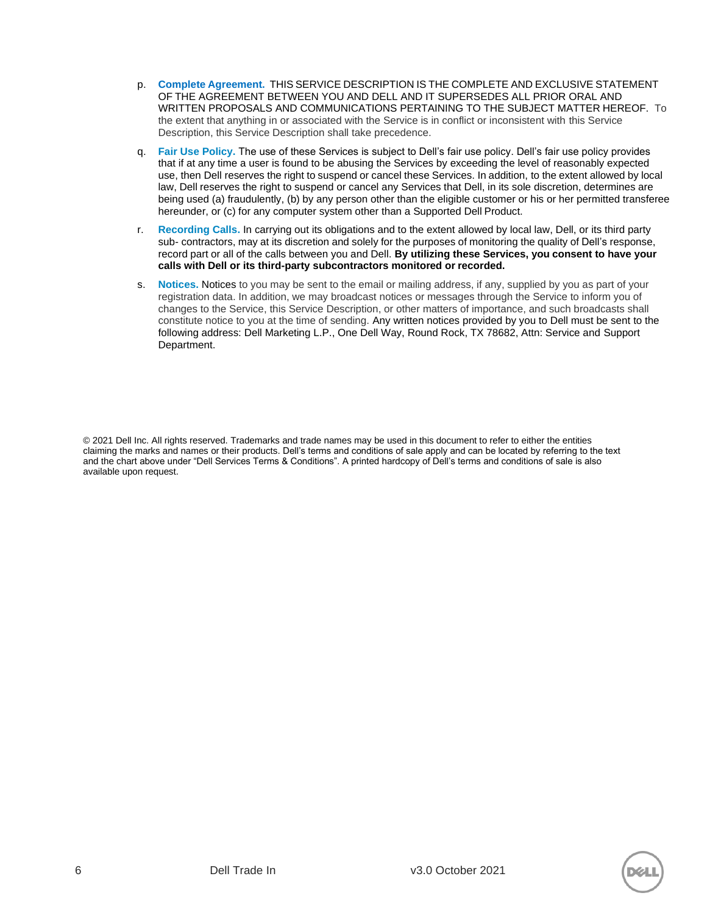p. **Complete Agreement.** THIS SERVICE DESCRIPTION IS THE COMPLETE AND EXCLUSIVE STATEMENT OF THE AGREEMENT BETWEEN YOU AND DELL AND IT SUPERSEDES ALL PRIOR ORAL AND WRITTEN PROPOSALS AND COMMUNICATIONS PERTAINING TO THE SUBJECT MATTER HEREOF. To the extent that anything in or associated with the Service is in conflict or inconsistent with this Service Description, this Service Description shall take precedence.

q. **Fair Use Policy.** The use of these Services is subject to Dell's fair use policy. Dell's fair use policy provides that if at any time a user is found to be abusing the Services by exceeding the level of reasonably expected use, then Dell reserves the right to suspend or cancel these Services. In addition, to the extent allowed by local law, Dell reserves the right to suspend or cancel any Services that Dell, in its sole discretion, determines are being used (a) fraudulently, (b) by any person other than the eligible customer or his or her permitted transferee hereunder, or (c) for any computer system other than a Supported Dell Product.

r. **Recording Calls.** In carrying out its obligations and to the extent allowed by local law, Dell, or its third party sub- contractors, may at its discretion and solely for the purposes of monitoring the quality of Dell's response, record part or all of the calls between you and Dell. **By utilizing these Services, you consent to have your calls with Dell or its third-party subcontractors monitored or recorded.**

s. **Notices.** Notices to you may be sent to the email or mailing address, if any, supplied by you as part of your registration data. In addition, we may broadcast notices or messages through the Service to inform you of changes to the Service, this Service Description, or other matters of importance, and such broadcasts shall constitute notice to you at the time of sending. Any written notices provided by you to Dell must be sent to the following address: Dell Marketing L.P., One Dell Way, Round Rock, TX 78682, Attn: Service and Support Department.

© 2021 Dell Inc. All rights reserved. Trademarks and trade names may be used in this document to refer to either the entities claiming the marks and names or their products. Dell's terms and conditions of sale apply and can be located by referring to the text and the chart above under "Dell Services Terms & Conditions". A printed hardcopy of Dell's terms and conditions of sale is also available upon request.